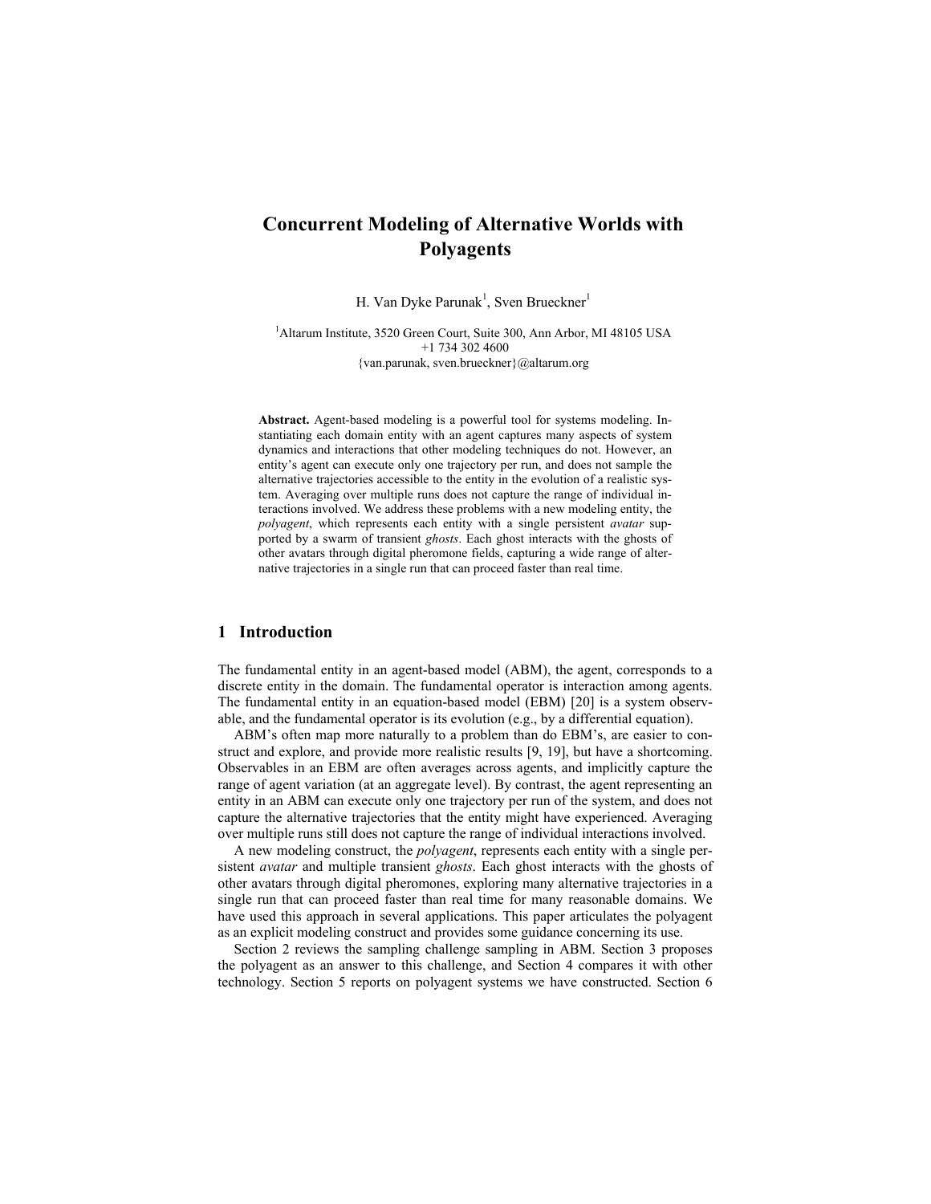# Concurrent Modeling of Alternative Worlds with Polyagents

H. Van Dyke Parunak[1], Sven Brueckner[1]

[1]Altarum Institute, 3520 Green Court, Suite 300, Ann Arbor, MI 48105 USA
+1 734 302 4600
{van.parunak, sven.brueckner}@altarum.org

**Abstract.** Agent-based modeling is a powerful tool for systems modeling. Instantiating each domain entity with an agent captures many aspects of system dynamics and interactions that other modeling techniques do not. However, an entity's agent can execute only one trajectory per run, and does not sample the alternative trajectories accessible to the entity in the evolution of a realistic system. Averaging over multiple runs does not capture the range of individual interactions involved. We address these problems with a new modeling entity, the *polyagent*, which represents each entity with a single persistent *avatar* supported by a swarm of transient *ghosts*. Each ghost interacts with the ghosts of other avatars through digital pheromone fields, capturing a wide range of alternative trajectories in a single run that can proceed faster than real time.

## 1 Introduction

The fundamental entity in an agent-based model (ABM), the agent, corresponds to a discrete entity in the domain. The fundamental operator is interaction among agents. The fundamental entity in an equation-based model (EBM) [20] is a system observable, and the fundamental operator is its evolution (e.g., by a differential equation).

ABM's often map more naturally to a problem than do EBM's, are easier to construct and explore, and provide more realistic results [9, 19], but have a shortcoming. Observables in an EBM are often averages across agents, and implicitly capture the range of agent variation (at an aggregate level). By contrast, the agent representing an entity in an ABM can execute only one trajectory per run of the system, and does not capture the alternative trajectories that the entity might have experienced. Averaging over multiple runs still does not capture the range of individual interactions involved.

A new modeling construct, the *polyagent*, represents each entity with a single persistent *avatar* and multiple transient *ghosts*. Each ghost interacts with the ghosts of other avatars through digital pheromones, exploring many alternative trajectories in a single run that can proceed faster than real time for many reasonable domains. We have used this approach in several applications. This paper articulates the polyagent as an explicit modeling construct and provides some guidance concerning its use.

Section 2 reviews the sampling challenge sampling in ABM. Section 3 proposes the polyagent as an answer to this challenge, and Section 4 compares it with other technology. Section 5 reports on polyagent systems we have constructed. Section 6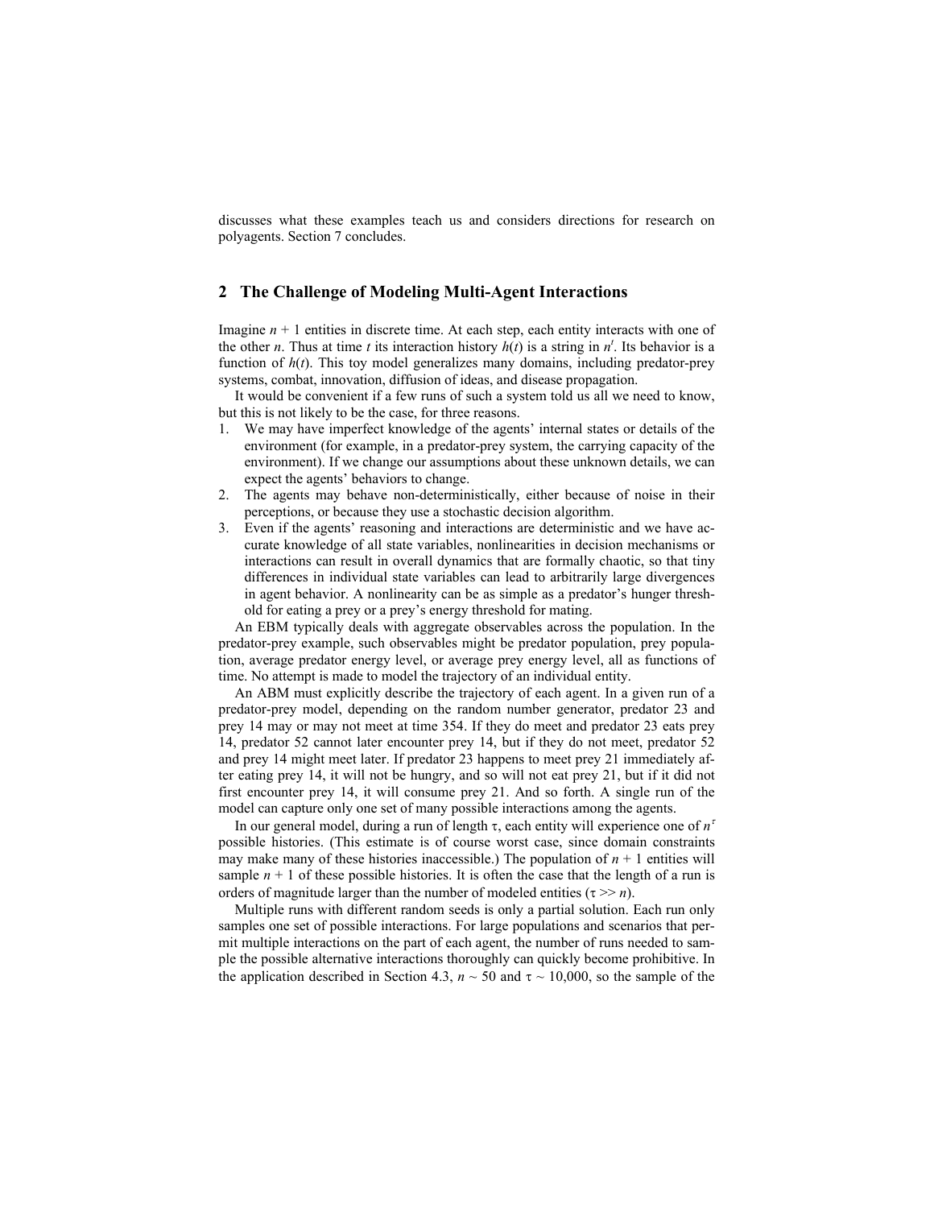discusses what these examples teach us and considers directions for research on polyagents. Section 7 concludes.

## 2 The Challenge of Modeling Multi-Agent Interactions

Imagine $n + 1$ entities in discrete time. At each step, each entity interacts with one of the other $n$. Thus at time $t$ its interaction history $h(t)$ is a string in $n^t$. Its behavior is a function of $h(t)$. This toy model generalizes many domains, including predator-prey systems, combat, innovation, diffusion of ideas, and disease propagation.

It would be convenient if a few runs of such a system told us all we need to know, but this is not likely to be the case, for three reasons.

1. We may have imperfect knowledge of the agents' internal states or details of the environment (for example, in a predator-prey system, the carrying capacity of the environment). If we change our assumptions about these unknown details, we can expect the agents' behaviors to change.
2. The agents may behave non-deterministically, either because of noise in their perceptions, or because they use a stochastic decision algorithm.
3. Even if the agents' reasoning and interactions are deterministic and we have accurate knowledge of all state variables, nonlinearities in decision mechanisms or interactions can result in overall dynamics that are formally chaotic, so that tiny differences in individual state variables can lead to arbitrarily large divergences in agent behavior. A nonlinearity can be as simple as a predator's hunger threshold for eating a prey or a prey's energy threshold for mating.

An EBM typically deals with aggregate observables across the population. In the predator-prey example, such observables might be predator population, prey population, average predator energy level, or average prey energy level, all as functions of time. No attempt is made to model the trajectory of an individual entity.

An ABM must explicitly describe the trajectory of each agent. In a given run of a predator-prey model, depending on the random number generator, predator 23 and prey 14 may or may not meet at time 354. If they do meet and predator 23 eats prey 14, predator 52 cannot later encounter prey 14, but if they do not meet, predator 52 and prey 14 might meet later. If predator 23 happens to meet prey 21 immediately after eating prey 14, it will not be hungry, and so will not eat prey 21, but if it did not first encounter prey 14, it will consume prey 21. And so forth. A single run of the model can capture only one set of many possible interactions among the agents.

In our general model, during a run of length $\tau$, each entity will experience one of $n^\tau$ possible histories. (This estimate is of course worst case, since domain constraints may make many of these histories inaccessible.) The population of $n + 1$ entities will sample $n + 1$ of these possible histories. It is often the case that the length of a run is orders of magnitude larger than the number of modeled entities ($\tau >> n$).

Multiple runs with different random seeds is only a partial solution. Each run only samples one set of possible interactions. For large populations and scenarios that permit multiple interactions on the part of each agent, the number of runs needed to sample the possible alternative interactions thoroughly can quickly become prohibitive. In the application described in Section 4.3, $n \sim 50$ and $\tau \sim 10{,}000$, so the sample of the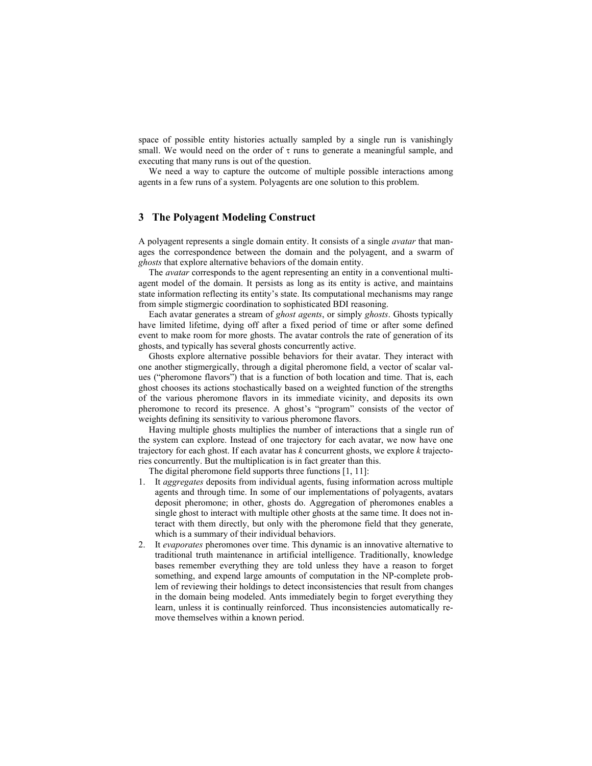space of possible entity histories actually sampled by a single run is vanishingly small. We would need on the order of $\tau$ runs to generate a meaningful sample, and executing that many runs is out of the question.

We need a way to capture the outcome of multiple possible interactions among agents in a few runs of a system. Polyagents are one solution to this problem.

## 3 The Polyagent Modeling Construct

A polyagent represents a single domain entity. It consists of a single *avatar* that manages the correspondence between the domain and the polyagent, and a swarm of *ghosts* that explore alternative behaviors of the domain entity.

The *avatar* corresponds to the agent representing an entity in a conventional multi-agent model of the domain. It persists as long as its entity is active, and maintains state information reflecting its entity's state. Its computational mechanisms may range from simple stigmergic coordination to sophisticated BDI reasoning.

Each avatar generates a stream of *ghost agents*, or simply *ghosts*. Ghosts typically have limited lifetime, dying off after a fixed period of time or after some defined event to make room for more ghosts. The avatar controls the rate of generation of its ghosts, and typically has several ghosts concurrently active.

Ghosts explore alternative possible behaviors for their avatar. They interact with one another stigmergically, through a digital pheromone field, a vector of scalar values ("pheromone flavors") that is a function of both location and time. That is, each ghost chooses its actions stochastically based on a weighted function of the strengths of the various pheromone flavors in its immediate vicinity, and deposits its own pheromone to record its presence. A ghost's "program" consists of the vector of weights defining its sensitivity to various pheromone flavors.

Having multiple ghosts multiplies the number of interactions that a single run of the system can explore. Instead of one trajectory for each avatar, we now have one trajectory for each ghost. If each avatar has $k$ concurrent ghosts, we explore $k$ trajectories concurrently. But the multiplication is in fact greater than this.

The digital pheromone field supports three functions [1, 11]:

1. It *aggregates* deposits from individual agents, fusing information across multiple agents and through time. In some of our implementations of polyagents, avatars deposit pheromone; in other, ghosts do. Aggregation of pheromones enables a single ghost to interact with multiple other ghosts at the same time. It does not interact with them directly, but only with the pheromone field that they generate, which is a summary of their individual behaviors.
2. It *evaporates* pheromones over time. This dynamic is an innovative alternative to traditional truth maintenance in artificial intelligence. Traditionally, knowledge bases remember everything they are told unless they have a reason to forget something, and expend large amounts of computation in the NP-complete problem of reviewing their holdings to detect inconsistencies that result from changes in the domain being modeled. Ants immediately begin to forget everything they learn, unless it is continually reinforced. Thus inconsistencies automatically remove themselves within a known period.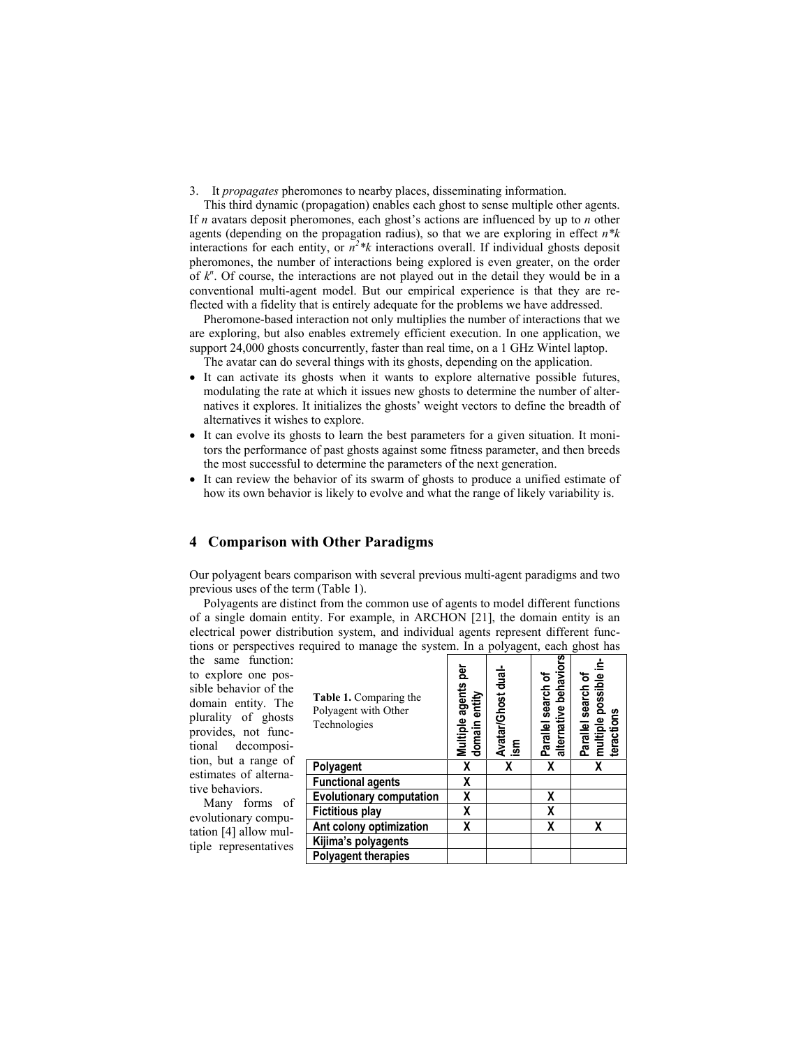3. It *propagates* pheromones to nearby places, disseminating information.

This third dynamic (propagation) enables each ghost to sense multiple other agents. If $n$ avatars deposit pheromones, each ghost's actions are influenced by up to $n$ other agents (depending on the propagation radius), so that we are exploring in effect $n*k$ interactions for each entity, or $n^2*k$ interactions overall. If individual ghosts deposit pheromones, the number of interactions being explored is even greater, on the order of $k^n$. Of course, the interactions are not played out in the detail they would be in a conventional multi-agent model. But our empirical experience is that they are reflected with a fidelity that is entirely adequate for the problems we have addressed.

Pheromone-based interaction not only multiplies the number of interactions that we are exploring, but also enables extremely efficient execution. In one application, we support 24,000 ghosts concurrently, faster than real time, on a 1 GHz Wintel laptop.

The avatar can do several things with its ghosts, depending on the application.

- It can activate its ghosts when it wants to explore alternative possible futures, modulating the rate at which it issues new ghosts to determine the number of alternatives it explores. It initializes the ghosts' weight vectors to define the breadth of alternatives it wishes to explore.
- It can evolve its ghosts to learn the best parameters for a given situation. It monitors the performance of past ghosts against some fitness parameter, and then breeds the most successful to determine the parameters of the next generation.
- It can review the behavior of its swarm of ghosts to produce a unified estimate of how its own behavior is likely to evolve and what the range of likely variability is.

## 4 Comparison with Other Paradigms

Our polyagent bears comparison with several previous multi-agent paradigms and two previous uses of the term (Table 1).

Polyagents are distinct from the common use of agents to model different functions of a single domain entity. For example, in ARCHON [21], the domain entity is an electrical power distribution system, and individual agents represent different functions or perspectives required to manage the system. In a polyagent, each ghost has the same function: to explore one possible behavior of the domain entity. The plurality of ghosts provides, not functional decomposition, but a range of estimates of alternative behaviors.

**Table 1.** Comparing the Polyagent with Other Technologies

| | Multiple agents per domain entity | Avatar/Ghost dualism | Parallel search of alternative behaviors | Parallel search of multiple possible interactions |
|---|---|---|---|---|
| **Polyagent** | X | X | X | X |
| **Functional agents** | X | | | |
| **Evolutionary computation** | X | | X | |
| **Fictitious play** | X | | X | |
| **Ant colony optimization** | X | | X | X |
| **Kijima's polyagents** | | | | |
| **Polyagent therapies** | | | | |

Many forms of evolutionary computation [4] allow multiple representatives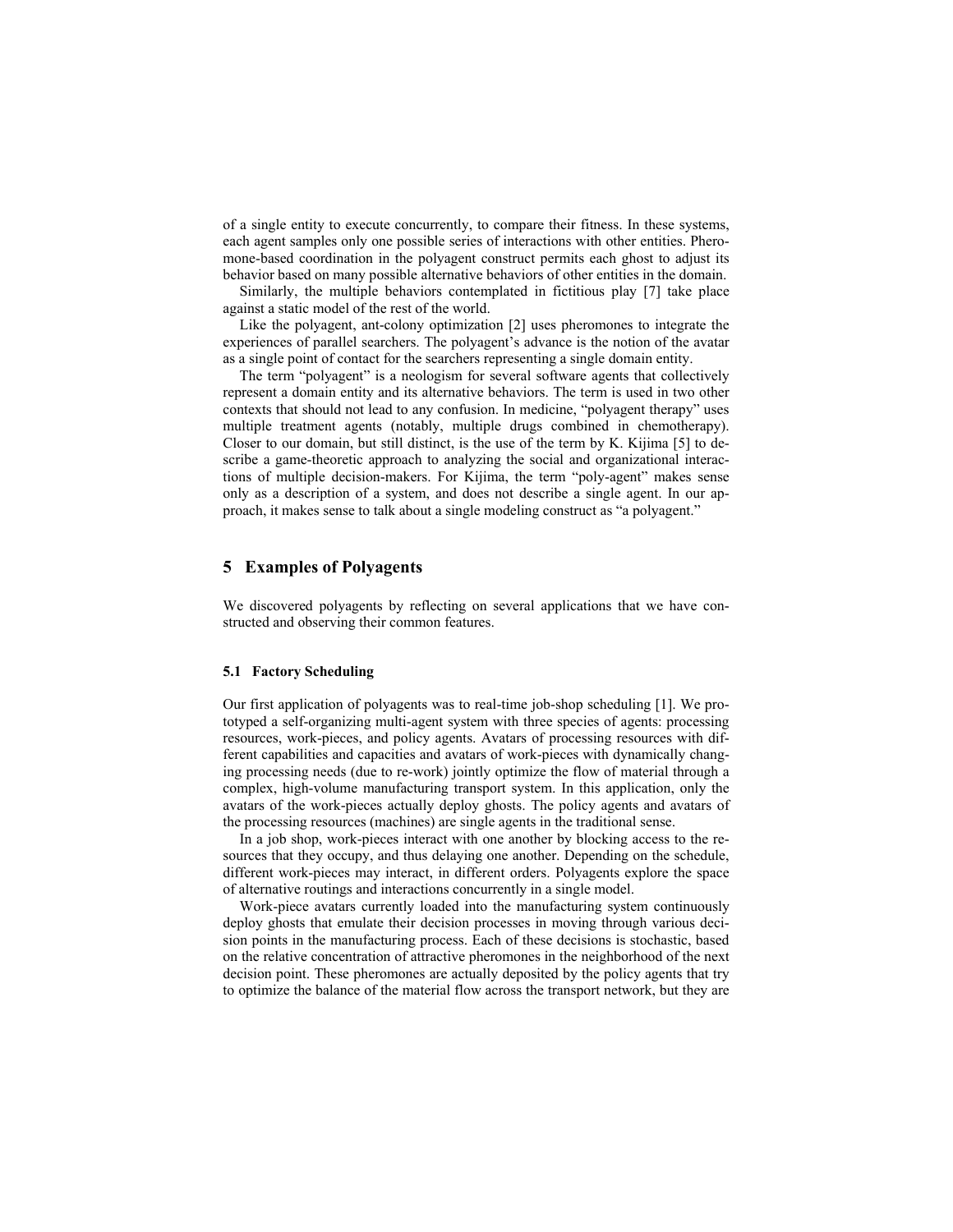of a single entity to execute concurrently, to compare their fitness. In these systems, each agent samples only one possible series of interactions with other entities. Pheromone-based coordination in the polyagent construct permits each ghost to adjust its behavior based on many possible alternative behaviors of other entities in the domain.

Similarly, the multiple behaviors contemplated in fictitious play [7] take place against a static model of the rest of the world.

Like the polyagent, ant-colony optimization [2] uses pheromones to integrate the experiences of parallel searchers. The polyagent's advance is the notion of the avatar as a single point of contact for the searchers representing a single domain entity.

The term "polyagent" is a neologism for several software agents that collectively represent a domain entity and its alternative behaviors. The term is used in two other contexts that should not lead to any confusion. In medicine, "polyagent therapy" uses multiple treatment agents (notably, multiple drugs combined in chemotherapy). Closer to our domain, but still distinct, is the use of the term by K. Kijima [5] to describe a game-theoretic approach to analyzing the social and organizational interactions of multiple decision-makers. For Kijima, the term "poly-agent" makes sense only as a description of a system, and does not describe a single agent. In our approach, it makes sense to talk about a single modeling construct as "a polyagent."

## 5 Examples of Polyagents

We discovered polyagents by reflecting on several applications that we have constructed and observing their common features.

### 5.1 Factory Scheduling

Our first application of polyagents was to real-time job-shop scheduling [1]. We prototyped a self-organizing multi-agent system with three species of agents: processing resources, work-pieces, and policy agents. Avatars of processing resources with different capabilities and capacities and avatars of work-pieces with dynamically changing processing needs (due to re-work) jointly optimize the flow of material through a complex, high-volume manufacturing transport system. In this application, only the avatars of the work-pieces actually deploy ghosts. The policy agents and avatars of the processing resources (machines) are single agents in the traditional sense.

In a job shop, work-pieces interact with one another by blocking access to the resources that they occupy, and thus delaying one another. Depending on the schedule, different work-pieces may interact, in different orders. Polyagents explore the space of alternative routings and interactions concurrently in a single model.

Work-piece avatars currently loaded into the manufacturing system continuously deploy ghosts that emulate their decision processes in moving through various decision points in the manufacturing process. Each of these decisions is stochastic, based on the relative concentration of attractive pheromones in the neighborhood of the next decision point. These pheromones are actually deposited by the policy agents that try to optimize the balance of the material flow across the transport network, but they are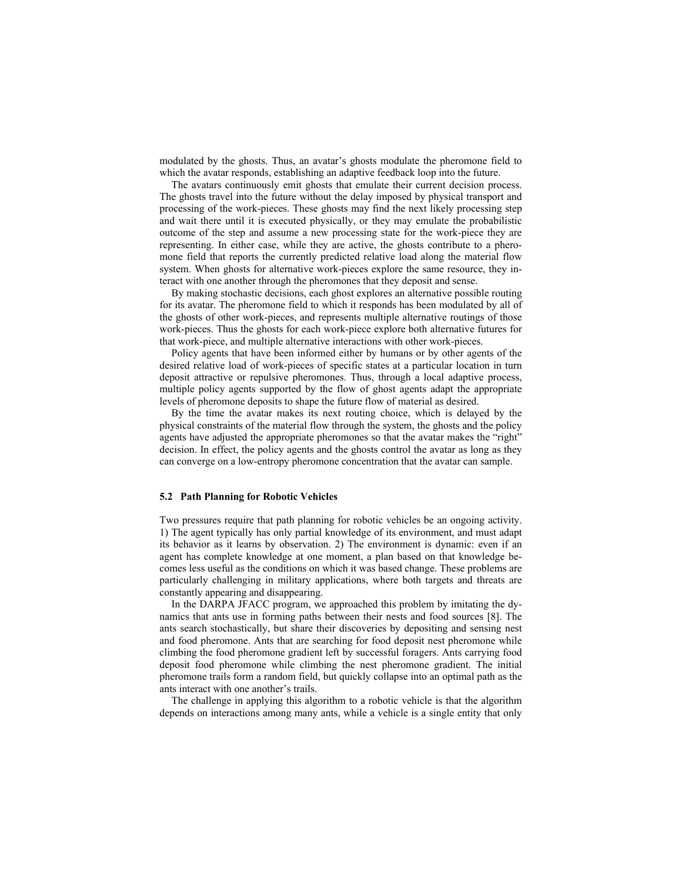modulated by the ghosts. Thus, an avatar's ghosts modulate the pheromone field to which the avatar responds, establishing an adaptive feedback loop into the future.

The avatars continuously emit ghosts that emulate their current decision process. The ghosts travel into the future without the delay imposed by physical transport and processing of the work-pieces. These ghosts may find the next likely processing step and wait there until it is executed physically, or they may emulate the probabilistic outcome of the step and assume a new processing state for the work-piece they are representing. In either case, while they are active, the ghosts contribute to a pheromone field that reports the currently predicted relative load along the material flow system. When ghosts for alternative work-pieces explore the same resource, they interact with one another through the pheromones that they deposit and sense.

By making stochastic decisions, each ghost explores an alternative possible routing for its avatar. The pheromone field to which it responds has been modulated by all of the ghosts of other work-pieces, and represents multiple alternative routings of those work-pieces. Thus the ghosts for each work-piece explore both alternative futures for that work-piece, and multiple alternative interactions with other work-pieces.

Policy agents that have been informed either by humans or by other agents of the desired relative load of work-pieces of specific states at a particular location in turn deposit attractive or repulsive pheromones. Thus, through a local adaptive process, multiple policy agents supported by the flow of ghost agents adapt the appropriate levels of pheromone deposits to shape the future flow of material as desired.

By the time the avatar makes its next routing choice, which is delayed by the physical constraints of the material flow through the system, the ghosts and the policy agents have adjusted the appropriate pheromones so that the avatar makes the "right" decision. In effect, the policy agents and the ghosts control the avatar as long as they can converge on a low-entropy pheromone concentration that the avatar can sample.

### 5.2 Path Planning for Robotic Vehicles

Two pressures require that path planning for robotic vehicles be an ongoing activity. 1) The agent typically has only partial knowledge of its environment, and must adapt its behavior as it learns by observation. 2) The environment is dynamic: even if an agent has complete knowledge at one moment, a plan based on that knowledge becomes less useful as the conditions on which it was based change. These problems are particularly challenging in military applications, where both targets and threats are constantly appearing and disappearing.

In the DARPA JFACC program, we approached this problem by imitating the dynamics that ants use in forming paths between their nests and food sources [8]. The ants search stochastically, but share their discoveries by depositing and sensing nest and food pheromone. Ants that are searching for food deposit nest pheromone while climbing the food pheromone gradient left by successful foragers. Ants carrying food deposit food pheromone while climbing the nest pheromone gradient. The initial pheromone trails form a random field, but quickly collapse into an optimal path as the ants interact with one another's trails.

The challenge in applying this algorithm to a robotic vehicle is that the algorithm depends on interactions among many ants, while a vehicle is a single entity that only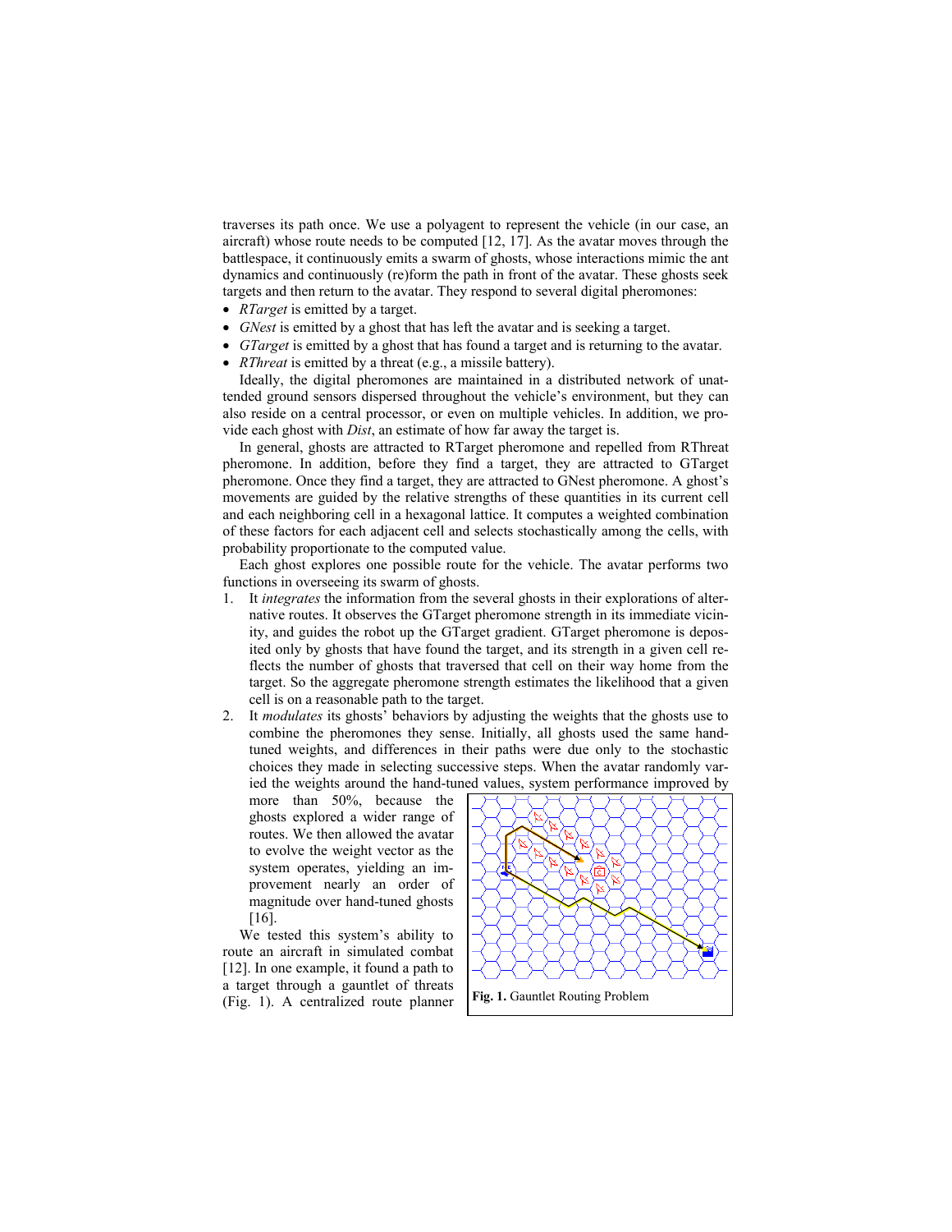traverses its path once. We use a polyagent to represent the vehicle (in our case, an aircraft) whose route needs to be computed [12, 17]. As the avatar moves through the battlespace, it continuously emits a swarm of ghosts, whose interactions mimic the ant dynamics and continuously (re)form the path in front of the avatar. These ghosts seek targets and then return to the avatar. They respond to several digital pheromones:

- *RTarget* is emitted by a target.
- *GNest* is emitted by a ghost that has left the avatar and is seeking a target.
- *GTarget* is emitted by a ghost that has found a target and is returning to the avatar.
- *RThreat* is emitted by a threat (e.g., a missile battery).

Ideally, the digital pheromones are maintained in a distributed network of unattended ground sensors dispersed throughout the vehicle's environment, but they can also reside on a central processor, or even on multiple vehicles. In addition, we provide each ghost with *Dist*, an estimate of how far away the target is.

In general, ghosts are attracted to RTarget pheromone and repelled from RThreat pheromone. In addition, before they find a target, they are attracted to GTarget pheromone. Once they find a target, they are attracted to GNest pheromone. A ghost's movements are guided by the relative strengths of these quantities in its current cell and each neighboring cell in a hexagonal lattice. It computes a weighted combination of these factors for each adjacent cell and selects stochastically among the cells, with probability proportionate to the computed value.

Each ghost explores one possible route for the vehicle. The avatar performs two functions in overseeing its swarm of ghosts.

1. It *integrates* the information from the several ghosts in their explorations of alternative routes. It observes the GTarget pheromone strength in its immediate vicinity, and guides the robot up the GTarget gradient. GTarget pheromone is deposited only by ghosts that have found the target, and its strength in a given cell reflects the number of ghosts that traversed that cell on their way home from the target. So the aggregate pheromone strength estimates the likelihood that a given cell is on a reasonable path to the target.
2. It *modulates* its ghosts' behaviors by adjusting the weights that the ghosts use to combine the pheromones they sense. Initially, all ghosts used the same hand-tuned weights, and differences in their paths were due only to the stochastic choices they made in selecting successive steps. When the avatar randomly varied the weights around the hand-tuned values, system performance improved by more than 50%, because the ghosts explored a wider range of routes. We then allowed the avatar to evolve the weight vector as the system operates, yielding an improvement nearly an order of magnitude over hand-tuned ghosts [16].

**Fig. 1.** Gauntlet Routing Problem

We tested this system's ability to route an aircraft in simulated combat [12]. In one example, it found a path to a target through a gauntlet of threats (Fig. 1). A centralized route planner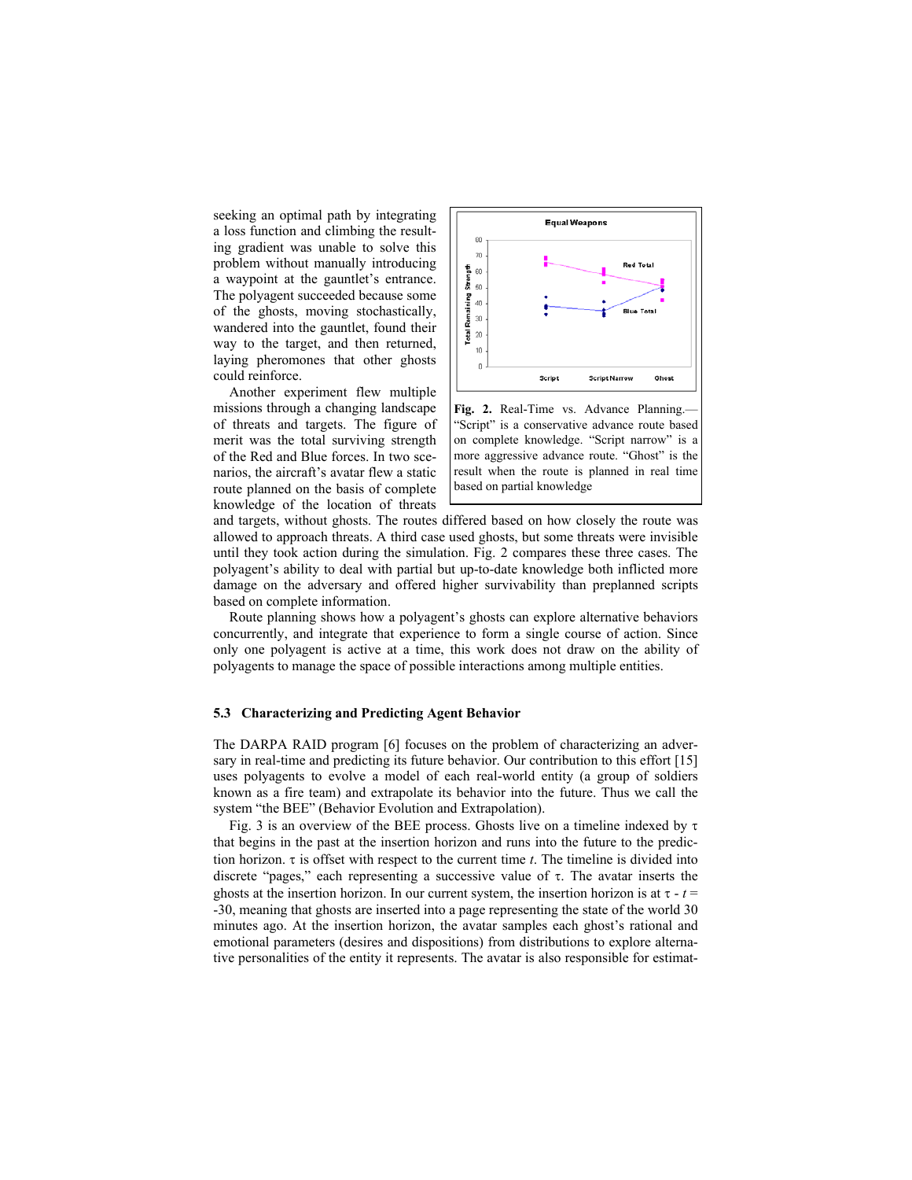seeking an optimal path by integrating a loss function and climbing the resulting gradient was unable to solve this problem without manually introducing a waypoint at the gauntlet's entrance. The polyagent succeeded because some of the ghosts, moving stochastically, wandered into the gauntlet, found their way to the target, and then returned, laying pheromones that other ghosts could reinforce.

Another experiment flew multiple missions through a changing landscape of threats and targets. The figure of merit was the total surviving strength of the Red and Blue forces. In two scenarios, the aircraft's avatar flew a static route planned on the basis of complete knowledge of the location of threats and targets, without ghosts. The routes differed based on how closely the route was allowed to approach threats. A third case used ghosts, but some threats were invisible until they took action during the simulation. Fig. 2 compares these three cases. The polyagent's ability to deal with partial but up-to-date knowledge both inflicted more damage on the adversary and offered higher survivability than preplanned scripts based on complete information.

Equal Weapons

Total Remaining Strength

0
10
20
30
40
50
60
70
80

Red Total

Blue Total

Script
Script Narrow
Ghost

**Fig. 2.** Real-Time vs. Advance Planning.—"Script" is a conservative advance route based on complete knowledge. "Script narrow" is a more aggressive advance route. "Ghost" is the result when the route is planned in real time based on partial knowledge

Route planning shows how a polyagent's ghosts can explore alternative behaviors concurrently, and integrate that experience to form a single course of action. Since only one polyagent is active at a time, this work does not draw on the ability of polyagents to manage the space of possible interactions among multiple entities.

### 5.3 Characterizing and Predicting Agent Behavior

The DARPA RAID program [6] focuses on the problem of characterizing an adversary in real-time and predicting its future behavior. Our contribution to this effort [15] uses polyagents to evolve a model of each real-world entity (a group of soldiers known as a fire team) and extrapolate its behavior into the future. Thus we call the system "the BEE" (Behavior Evolution and Extrapolation).

Fig. 3 is an overview of the BEE process. Ghosts live on a timeline indexed by $\tau$ that begins in the past at the insertion horizon and runs into the future to the prediction horizon. $\tau$ is offset with respect to the current time $t$. The timeline is divided into discrete "pages," each representing a successive value of $\tau$. The avatar inserts the ghosts at the insertion horizon. In our current system, the insertion horizon is at $\tau - t = -30$, meaning that ghosts are inserted into a page representing the state of the world 30 minutes ago. At the insertion horizon, the avatar samples each ghost's rational and emotional parameters (desires and dispositions) from distributions to explore alternative personalities of the entity it represents. The avatar is also responsible for estimat-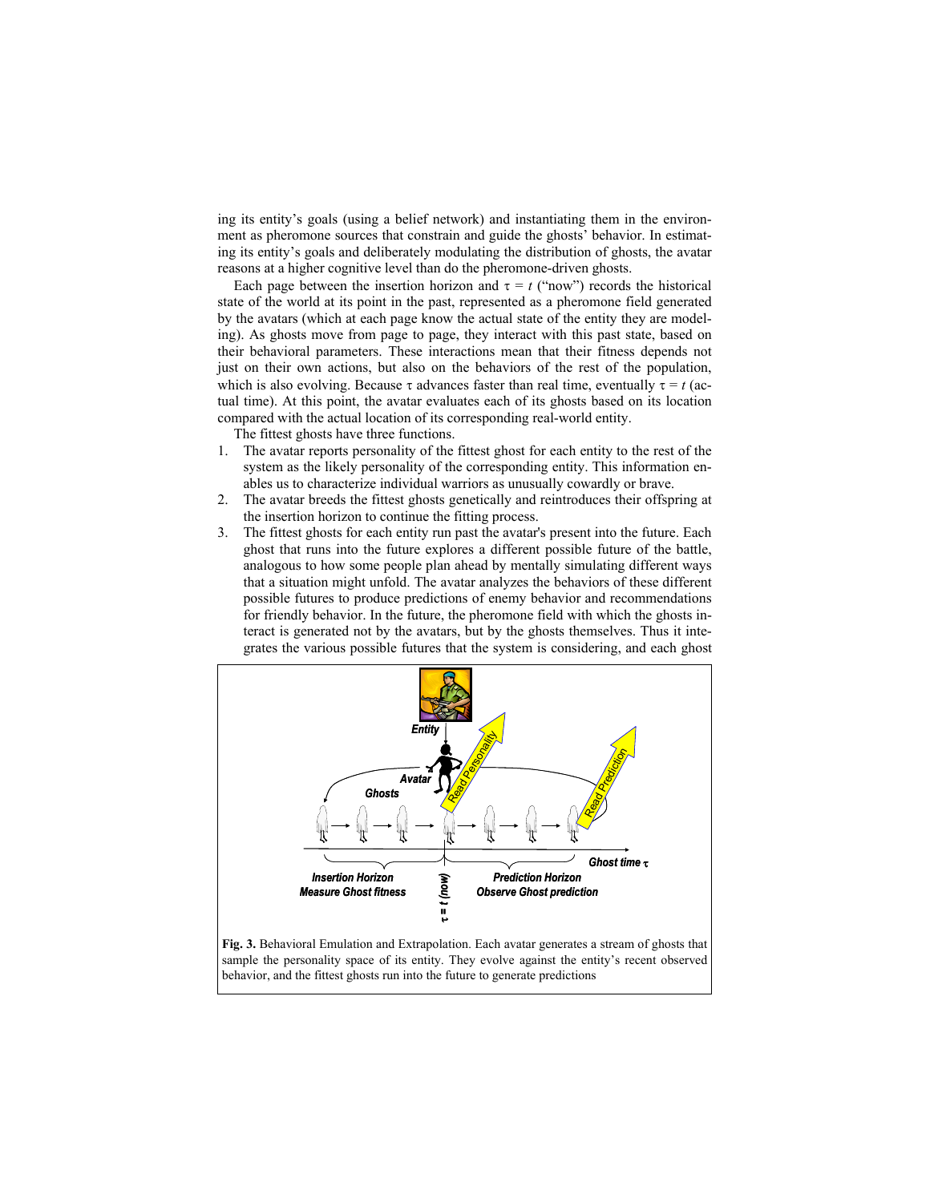ing its entity's goals (using a belief network) and instantiating them in the environment as pheromone sources that constrain and guide the ghosts' behavior. In estimating its entity's goals and deliberately modulating the distribution of ghosts, the avatar reasons at a higher cognitive level than do the pheromone-driven ghosts.

Each page between the insertion horizon and $\tau = t$ ("now") records the historical state of the world at its point in the past, represented as a pheromone field generated by the avatars (which at each page know the actual state of the entity they are modeling). As ghosts move from page to page, they interact with this past state, based on their behavioral parameters. These interactions mean that their fitness depends not just on their own actions, but also on the behaviors of the rest of the population, which is also evolving. Because $\tau$ advances faster than real time, eventually $\tau = t$ (actual time). At this point, the avatar evaluates each of its ghosts based on its location compared with the actual location of its corresponding real-world entity.

The fittest ghosts have three functions.

1. The avatar reports personality of the fittest ghost for each entity to the rest of the system as the likely personality of the corresponding entity. This information enables us to characterize individual warriors as unusually cowardly or brave.
2. The avatar breeds the fittest ghosts genetically and reintroduces their offspring at the insertion horizon to continue the fitting process.
3. The fittest ghosts for each entity run past the avatar's present into the future. Each ghost that runs into the future explores a different possible future of the battle, analogous to how some people plan ahead by mentally simulating different ways that a situation might unfold. The avatar analyzes the behaviors of these different possible futures to produce predictions of enemy behavior and recommendations for friendly behavior. In the future, the pheromone field with which the ghosts interact is generated not by the avatars, but by the ghosts themselves. Thus it integrates the various possible futures that the system is considering, and each ghost

Entity

Avatar

Ghosts

Read Personality

Read Prediction

Ghost time $\tau$

Insertion Horizon
Measure Ghost fitness

$\tau = t$ (now)

Prediction Horizon
Observe Ghost prediction

**Fig. 3.** Behavioral Emulation and Extrapolation. Each avatar generates a stream of ghosts that sample the personality space of its entity. They evolve against the entity's recent observed behavior, and the fittest ghosts run into the future to generate predictions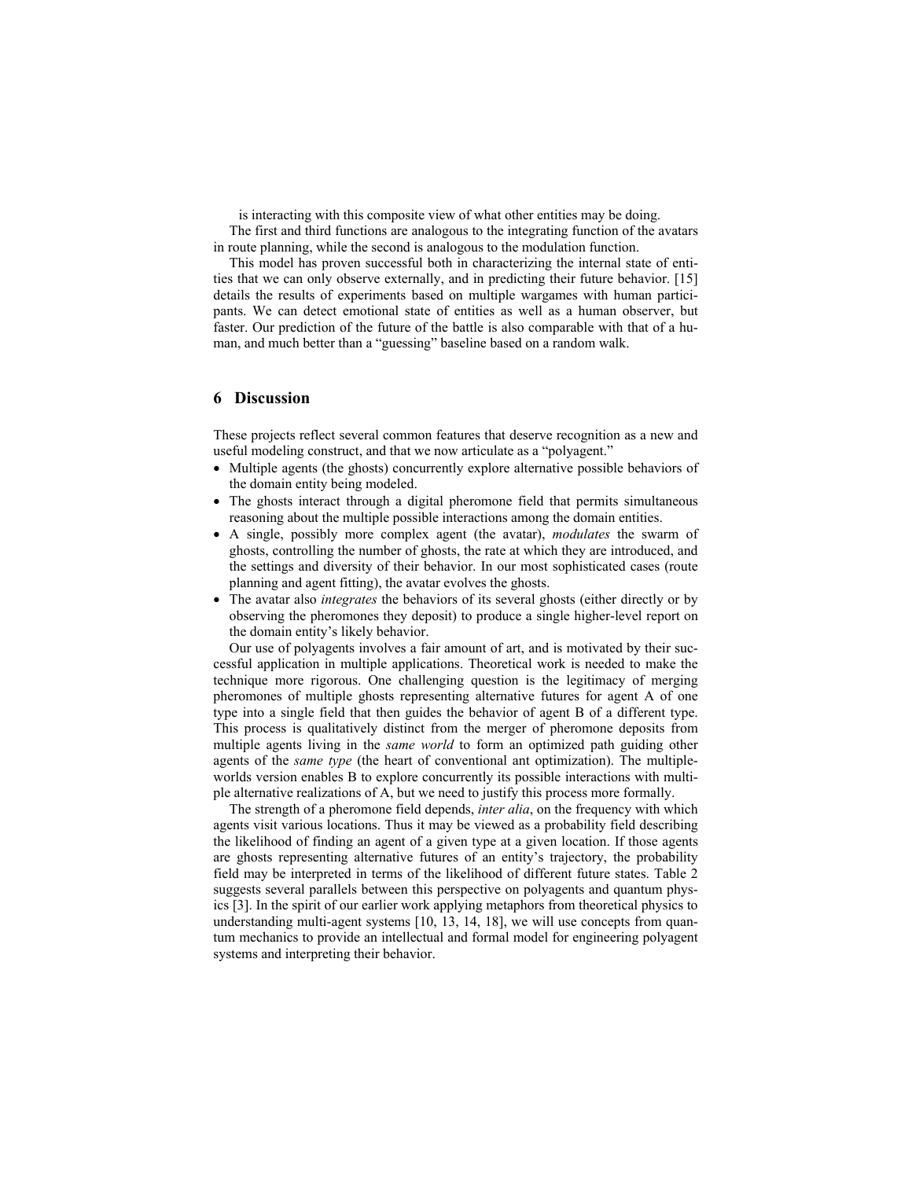is interacting with this composite view of what other entities may be doing.

The first and third functions are analogous to the integrating function of the avatars in route planning, while the second is analogous to the modulation function.

This model has proven successful both in characterizing the internal state of entities that we can only observe externally, and in predicting their future behavior. [15] details the results of experiments based on multiple wargames with human participants. We can detect emotional state of entities as well as a human observer, but faster. Our prediction of the future of the battle is also comparable with that of a human, and much better than a "guessing" baseline based on a random walk.

## 6 Discussion

These projects reflect several common features that deserve recognition as a new and useful modeling construct, and that we now articulate as a "polyagent."

- Multiple agents (the ghosts) concurrently explore alternative possible behaviors of the domain entity being modeled.
- The ghosts interact through a digital pheromone field that permits simultaneous reasoning about the multiple possible interactions among the domain entities.
- A single, possibly more complex agent (the avatar), *modulates* the swarm of ghosts, controlling the number of ghosts, the rate at which they are introduced, and the settings and diversity of their behavior. In our most sophisticated cases (route planning and agent fitting), the avatar evolves the ghosts.
- The avatar also *integrates* the behaviors of its several ghosts (either directly or by observing the pheromones they deposit) to produce a single higher-level report on the domain entity's likely behavior.

Our use of polyagents involves a fair amount of art, and is motivated by their successful application in multiple applications. Theoretical work is needed to make the technique more rigorous. One challenging question is the legitimacy of merging pheromones of multiple ghosts representing alternative futures for agent A of one type into a single field that then guides the behavior of agent B of a different type. This process is qualitatively distinct from the merger of pheromone deposits from multiple agents living in the *same world* to form an optimized path guiding other agents of the *same type* (the heart of conventional ant optimization). The multiple-worlds version enables B to explore concurrently its possible interactions with multiple alternative realizations of A, but we need to justify this process more formally.

The strength of a pheromone field depends, *inter alia*, on the frequency with which agents visit various locations. Thus it may be viewed as a probability field describing the likelihood of finding an agent of a given type at a given location. If those agents are ghosts representing alternative futures of an entity's trajectory, the probability field may be interpreted in terms of the likelihood of different future states. Table 2 suggests several parallels between this perspective on polyagents and quantum physics [3]. In the spirit of our earlier work applying metaphors from theoretical physics to understanding multi-agent systems [10, 13, 14, 18], we will use concepts from quantum mechanics to provide an intellectual and formal model for engineering polyagent systems and interpreting their behavior.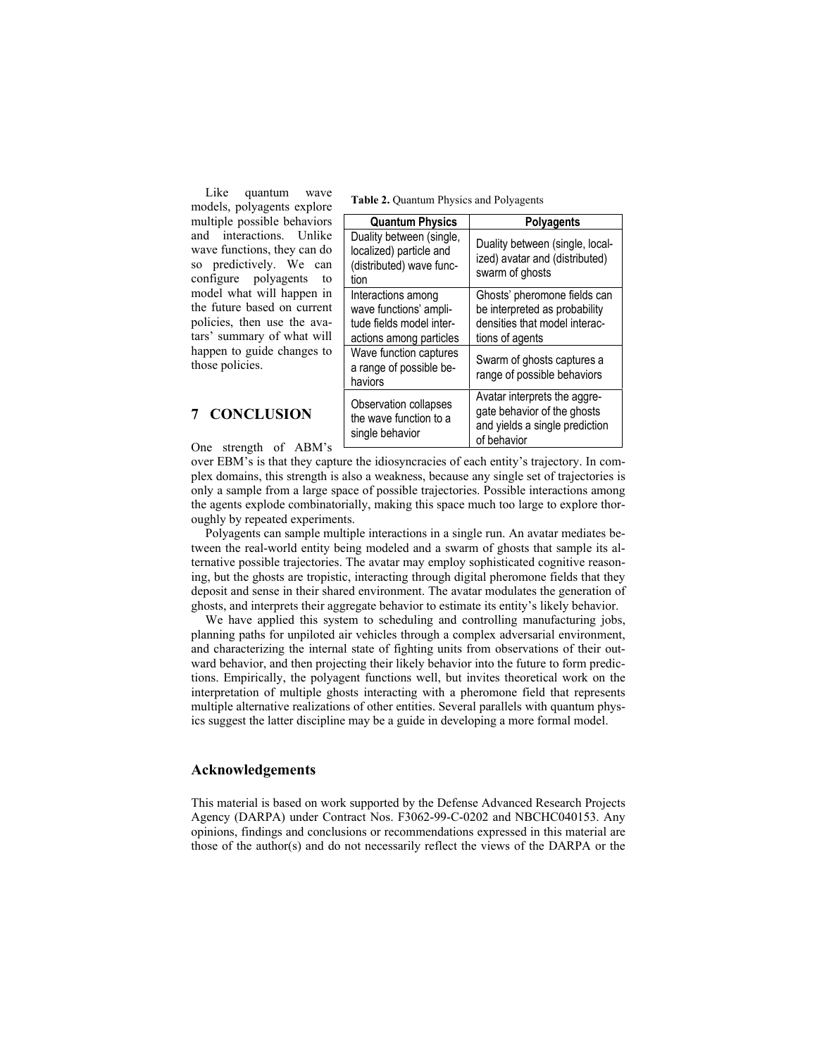Like quantum wave models, polyagents explore multiple possible behaviors and interactions. Unlike wave functions, they can do so predictively. We can configure polyagents to model what will happen in the future based on current policies, then use the avatars' summary of what will happen to guide changes to those policies.

**Table 2.** Quantum Physics and Polyagents

| Quantum Physics | Polyagents |
|---|---|
| Duality between (single, localized) particle and (distributed) wave function | Duality between (single, localized) avatar and (distributed) swarm of ghosts |
| Interactions among wave functions' amplitude fields model interactions among particles | Ghosts' pheromone fields can be interpreted as probability densities that model interactions of agents |
| Wave function captures a range of possible behaviors | Swarm of ghosts captures a range of possible behaviors |
| Observation collapses the wave function to a single behavior | Avatar interprets the aggregate behavior of the ghosts and yields a single prediction of behavior |

## 7 CONCLUSION

One strength of ABM's over EBM's is that they capture the idiosyncracies of each entity's trajectory. In complex domains, this strength is also a weakness, because any single set of trajectories is only a sample from a large space of possible trajectories. Possible interactions among the agents explode combinatorially, making this space much too large to explore thoroughly by repeated experiments.

Polyagents can sample multiple interactions in a single run. An avatar mediates between the real-world entity being modeled and a swarm of ghosts that sample its alternative possible trajectories. The avatar may employ sophisticated cognitive reasoning, but the ghosts are tropistic, interacting through digital pheromone fields that they deposit and sense in their shared environment. The avatar modulates the generation of ghosts, and interprets their aggregate behavior to estimate its entity's likely behavior.

We have applied this system to scheduling and controlling manufacturing jobs, planning paths for unpiloted air vehicles through a complex adversarial environment, and characterizing the internal state of fighting units from observations of their outward behavior, and then projecting their likely behavior into the future to form predictions. Empirically, the polyagent functions well, but invites theoretical work on the interpretation of multiple ghosts interacting with a pheromone field that represents multiple alternative realizations of other entities. Several parallels with quantum physics suggest the latter discipline may be a guide in developing a more formal model.

## Acknowledgements

This material is based on work supported by the Defense Advanced Research Projects Agency (DARPA) under Contract Nos. F3062-99-C-0202 and NBCHC040153. Any opinions, findings and conclusions or recommendations expressed in this material are those of the author(s) and do not necessarily reflect the views of the DARPA or the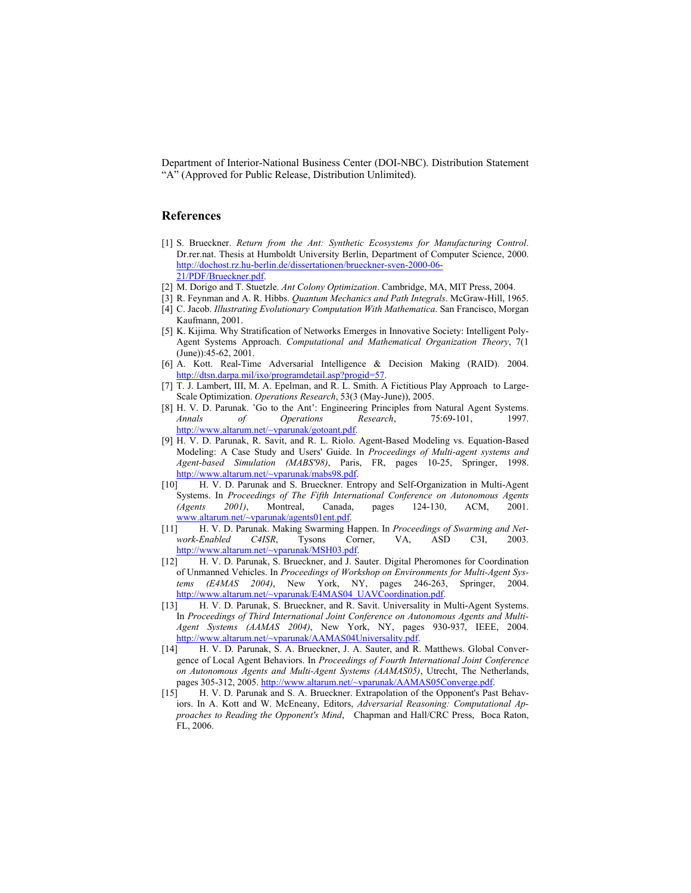Department of Interior-National Business Center (DOI-NBC). Distribution Statement "A" (Approved for Public Release, Distribution Unlimited).

## References

[1] S. Brueckner. *Return from the Ant: Synthetic Ecosystems for Manufacturing Control*. Dr.rer.nat. Thesis at Humboldt University Berlin, Department of Computer Science, 2000. http://dochost.rz.hu-berlin.de/dissertationen/brueckner-sven-2000-06-21/PDF/Brueckner.pdf.

[2] M. Dorigo and T. Stuetzle. *Ant Colony Optimization*. Cambridge, MA, MIT Press, 2004.

[3] R. Feynman and A. R. Hibbs. *Quantum Mechanics and Path Integrals*. McGraw-Hill, 1965.

[4] C. Jacob. *Illustrating Evolutionary Computation With Mathematica*. San Francisco, Morgan Kaufmann, 2001.

[5] K. Kijima. Why Stratification of Networks Emerges in Innovative Society: Intelligent Poly-Agent Systems Approach. *Computational and Mathematical Organization Theory*, 7(1 (June)):45-62, 2001.

[6] A. Kott. Real-Time Adversarial Intelligence & Decision Making (RAID). 2004. http://dtsn.darpa.mil/ixo/programdetail.asp?progid=57.

[7] T. J. Lambert, III, M. A. Epelman, and R. L. Smith. A Fictitious Play Approach to Large-Scale Optimization. *Operations Research*, 53(3 (May-June)), 2005.

[8] H. V. D. Parunak. 'Go to the Ant': Engineering Principles from Natural Agent Systems. *Annals of Operations Research*, 75:69-101, 1997. http://www.altarum.net/~vparunak/gotoant.pdf.

[9] H. V. D. Parunak, R. Savit, and R. L. Riolo. Agent-Based Modeling vs. Equation-Based Modeling: A Case Study and Users' Guide. In *Proceedings of Multi-agent systems and Agent-based Simulation (MABS'98)*, Paris, FR, pages 10-25, Springer, 1998. http://www.altarum.net/~vparunak/mabs98.pdf.

[10] H. V. D. Parunak and S. Brueckner. Entropy and Self-Organization in Multi-Agent Systems. In *Proceedings of The Fifth International Conference on Autonomous Agents (Agents 2001)*, Montreal, Canada, pages 124-130, ACM, 2001. www.altarum.net/~vparunak/agents01ent.pdf.

[11] H. V. D. Parunak. Making Swarming Happen. In *Proceedings of Swarming and Network-Enabled C4ISR*, Tysons Corner, VA, ASD C3I, 2003. http://www.altarum.net/~vparunak/MSH03.pdf.

[12] H. V. D. Parunak, S. Brueckner, and J. Sauter. Digital Pheromones for Coordination of Unmanned Vehicles. In *Proceedings of Workshop on Environments for Multi-Agent Systems (E4MAS 2004)*, New York, NY, pages 246-263, Springer, 2004. http://www.altarum.net/~vparunak/E4MAS04_UAVCoordination.pdf.

[13] H. V. D. Parunak, S. Brueckner, and R. Savit. Universality in Multi-Agent Systems. In *Proceedings of Third International Joint Conference on Autonomous Agents and Multi-Agent Systems (AAMAS 2004)*, New York, NY, pages 930-937, IEEE, 2004. http://www.altarum.net/~vparunak/AAMAS04Universality.pdf.

[14] H. V. D. Parunak, S. A. Brueckner, J. A. Sauter, and R. Matthews. Global Convergence of Local Agent Behaviors. In *Proceedings of Fourth International Joint Conference on Autonomous Agents and Multi-Agent Systems (AAMAS05)*, Utrecht, The Netherlands, pages 305-312, 2005. http://www.altarum.net/~vparunak/AAMAS05Converge.pdf.

[15] H. V. D. Parunak and S. A. Brueckner. Extrapolation of the Opponent's Past Behaviors. In A. Kott and W. McEneany, Editors, *Adversarial Reasoning: Computational Approaches to Reading the Opponent's Mind*, Chapman and Hall/CRC Press, Boca Raton, FL, 2006.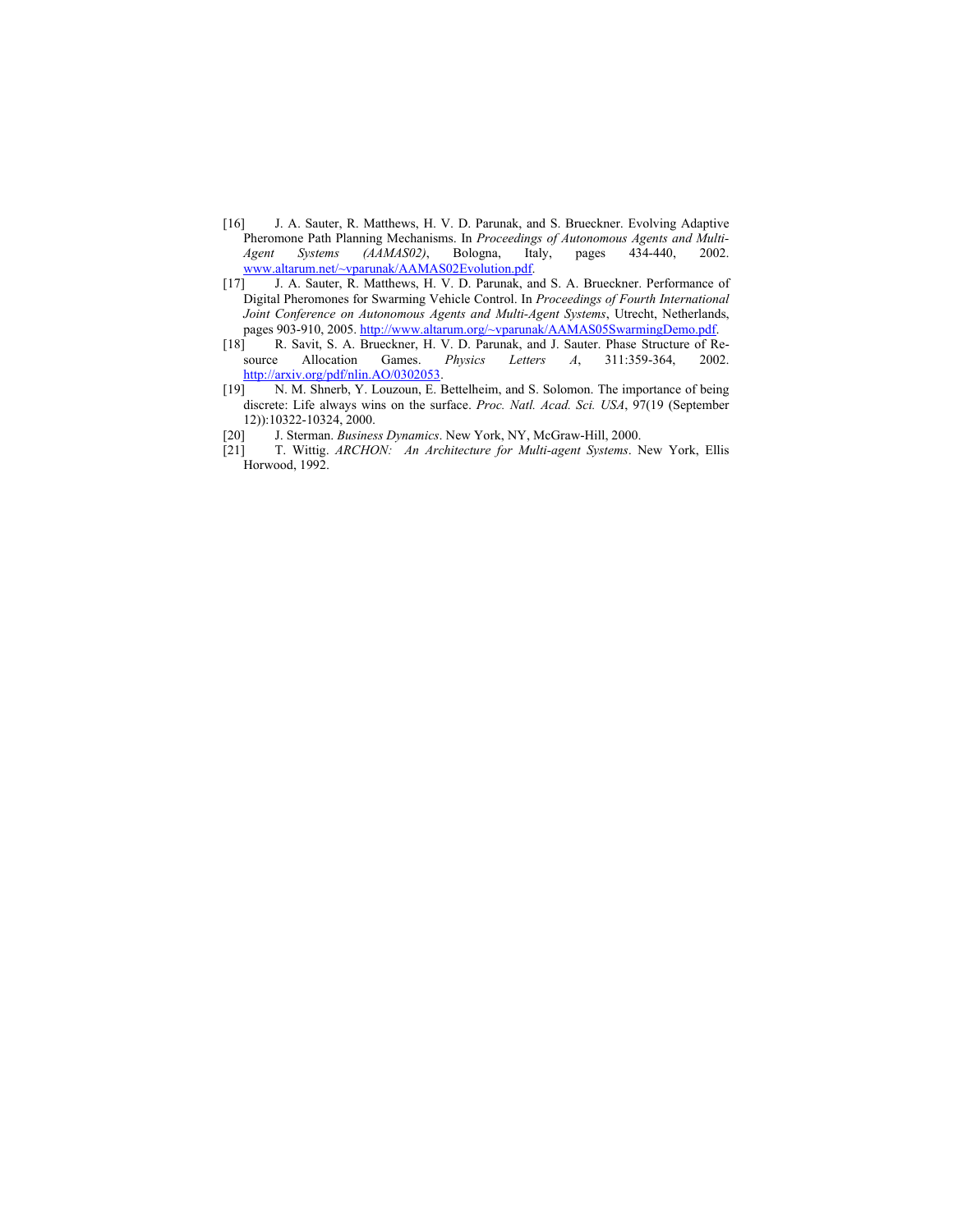[16] J. A. Sauter, R. Matthews, H. V. D. Parunak, and S. Brueckner. Evolving Adaptive Pheromone Path Planning Mechanisms. In *Proceedings of Autonomous Agents and Multi-Agent Systems (AAMAS02)*, Bologna, Italy, pages 434-440, 2002. www.altarum.net/~vparunak/AAMAS02Evolution.pdf.

[17] J. A. Sauter, R. Matthews, H. V. D. Parunak, and S. A. Brueckner. Performance of Digital Pheromones for Swarming Vehicle Control. In *Proceedings of Fourth International Joint Conference on Autonomous Agents and Multi-Agent Systems*, Utrecht, Netherlands, pages 903-910, 2005. http://www.altarum.org/~vparunak/AAMAS05SwarmingDemo.pdf.

[18] R. Savit, S. A. Brueckner, H. V. D. Parunak, and J. Sauter. Phase Structure of Resource Allocation Games. *Physics Letters A*, 311:359-364, 2002. http://arxiv.org/pdf/nlin.AO/0302053.

[19] N. M. Shnerb, Y. Louzoun, E. Bettelheim, and S. Solomon. The importance of being discrete: Life always wins on the surface. *Proc. Natl. Acad. Sci. USA*, 97(19 (September 12)):10322-10324, 2000.

[20] J. Sterman. *Business Dynamics*. New York, NY, McGraw-Hill, 2000.

[21] T. Wittig. *ARCHON: An Architecture for Multi-agent Systems*. New York, Ellis Horwood, 1992.